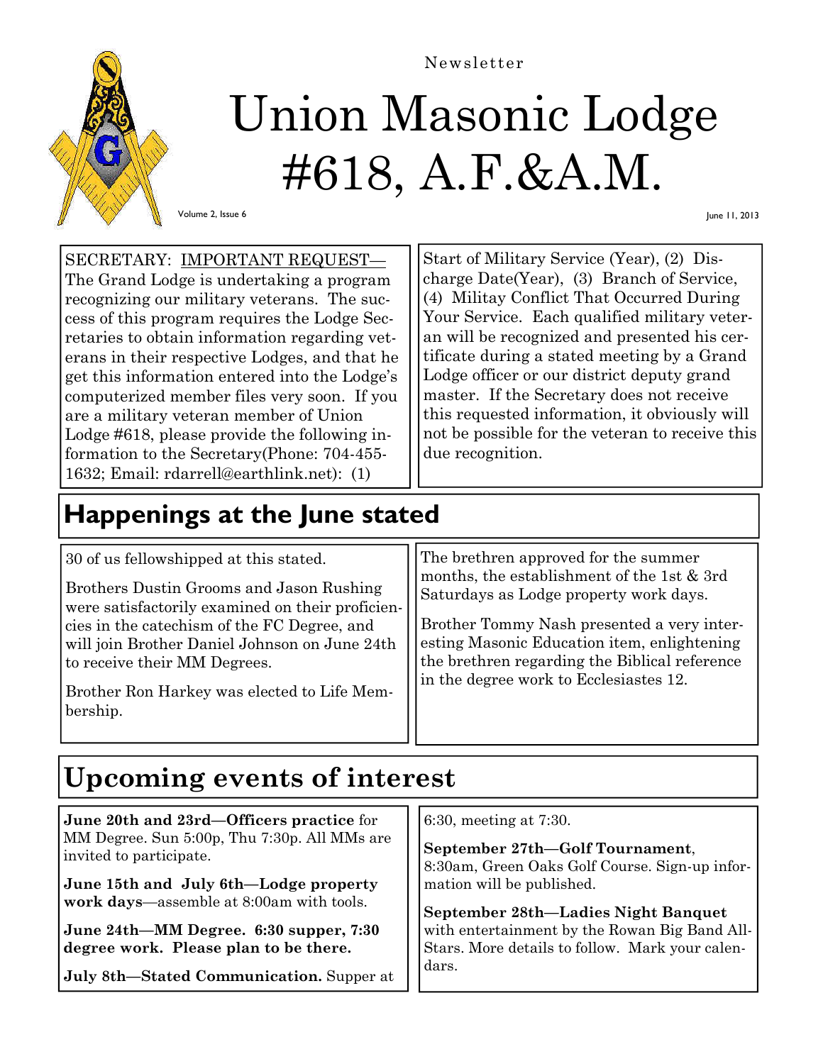Newsletter

# Union Masonic Lodge #618, A.F.&A.M.

Volume 2, Issue 6

June 11, 2013

SECRETARY: IMPORTANT REQUEST—The Grand Lodge is undertaking a program recognizing our military veterans. The success of this program requires the Lodge Secretaries to obtain information regarding veterans in their respective Lodges, and that he get this information entered into the Lodge's computerized member files very soon. If you are a military veteran member of Union Lodge #618, please provide the following information to the Secretary(Phone: 704-455-1632; Email: rdarrell@earthlink.net): (1) Start of Military Service (Year), (2) Discharge Date(Year), (3) Branch of Service, (4) Militay Conflict That Occurred During Your Service. Each qualified military veteran will be recognized and presented his certificate during a stated meeting by a Grand Lodge officer or our district deputy grand master. If the Secretary does not receive this requested information, it obviously will not be possible for the veteran to receive this due recognition.

## Happenings at the June stated

30 of us fellowshipped at this stated.

Brothers Dustin Grooms and Jason Rushing were satisfactorily examined on their proficiencies in the catechism of the FC Degree, and will join Brother Daniel Johnson on June 24th to receive their MM Degrees.

Brother Ron Harkey was elected to Life Membership.

The brethren approved for the summer months, the establishment of the 1st & 3rd Saturdays as Lodge property work days.

Brother Tommy Nash presented a very interesting Masonic Education item, enlightening the brethren regarding the Biblical reference in the degree work to Ecclesiastes 12.

## Upcoming events of interest

**June 20th and 23rd—Officers practice** for MM Degree. Sun 5:00p, Thu 7:30p. All MMs are invited to participate.

**June 15th and July 6th—Lodge property work days**—assemble at 8:00am with tools.

**June 24th—MM Degree. 6:30 supper, 7:30 degree work. Please plan to be there.**

**July 8th—Stated Communication.** Supper at 6:30, meeting at 7:30.

**September 27th—Golf Tournament**, 8:30am, Green Oaks Golf Course. Sign-up information will be published.

**September 28th—Ladies Night Banquet** with entertainment by the Rowan Big Band All-Stars. More details to follow. Mark your calendars.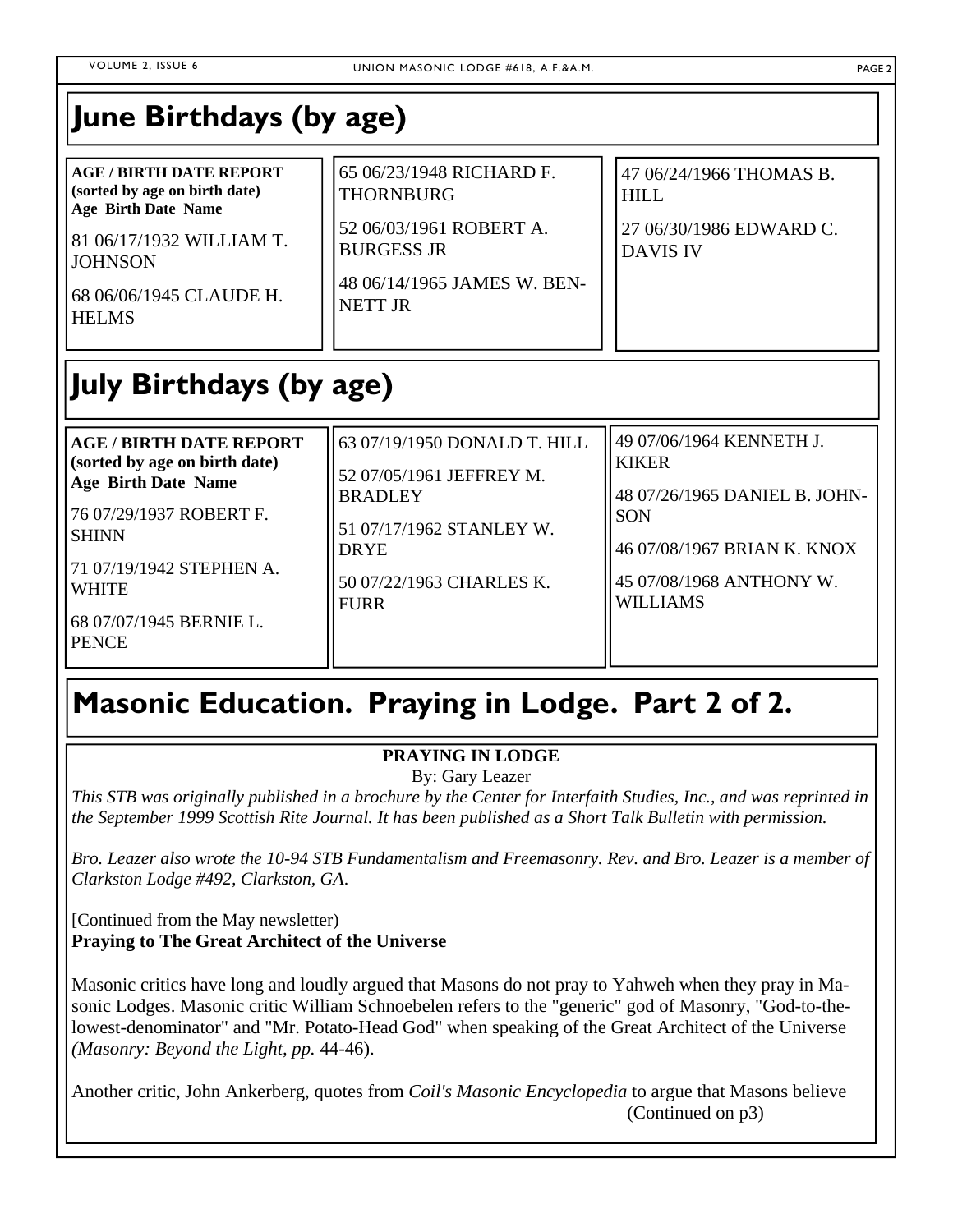## June Birthdays (by age)

**AGE / BIRTH DATE REPORT**
**(sorted by age on birth date)**
**Age Birth Date Name**

81 06/17/1932 WILLIAM T. JOHNSON

68 06/06/1945 CLAUDE H. HELMS

65 06/23/1948 RICHARD F. THORNBURG

52 06/03/1961 ROBERT A. BURGESS JR

48 06/14/1965 JAMES W. BENNETT JR

47 06/24/1966 THOMAS B. HILL

27 06/30/1986 EDWARD C. DAVIS IV

## July Birthdays (by age)

**AGE / BIRTH DATE REPORT**
**(sorted by age on birth date)**
**Age Birth Date Name**

76 07/29/1937 ROBERT F. SHINN

71 07/19/1942 STEPHEN A. WHITE

68 07/07/1945 BERNIE L. PENCE

63 07/19/1950 DONALD T. HILL

52 07/05/1961 JEFFREY M. BRADLEY

51 07/17/1962 STANLEY W. DRYE

50 07/22/1963 CHARLES K. FURR

49 07/06/1964 KENNETH J. KIKER

48 07/26/1965 DANIEL B. JOHNSON

46 07/08/1967 BRIAN K. KNOX

45 07/08/1968 ANTHONY W. WILLIAMS

## Masonic Education. Praying in Lodge. Part 2 of 2.

**PRAYING IN LODGE**

By: Gary Leazer

*This STB was originally published in a brochure by the Center for Interfaith Studies, Inc., and was reprinted in the September 1999 Scottish Rite Journal. It has been published as a Short Talk Bulletin with permission.*

*Bro. Leazer also wrote the 10-94 STB Fundamentalism and Freemasonry. Rev. and Bro. Leazer is a member of Clarkston Lodge #492, Clarkston, GA.*

[Continued from the May newsletter)

**Praying to The Great Architect of the Universe**

Masonic critics have long and loudly argued that Masons do not pray to Yahweh when they pray in Masonic Lodges. Masonic critic William Schnoebelen refers to the "generic" god of Masonry, "God-to-the-lowest-denominator" and "Mr. Potato-Head God" when speaking of the Great Architect of the Universe *(Masonry: Beyond the Light, pp.* 44-46).

Another critic, John Ankerberg, quotes from *Coil's Masonic Encyclopedia* to argue that Masons believe

(Continued on p3)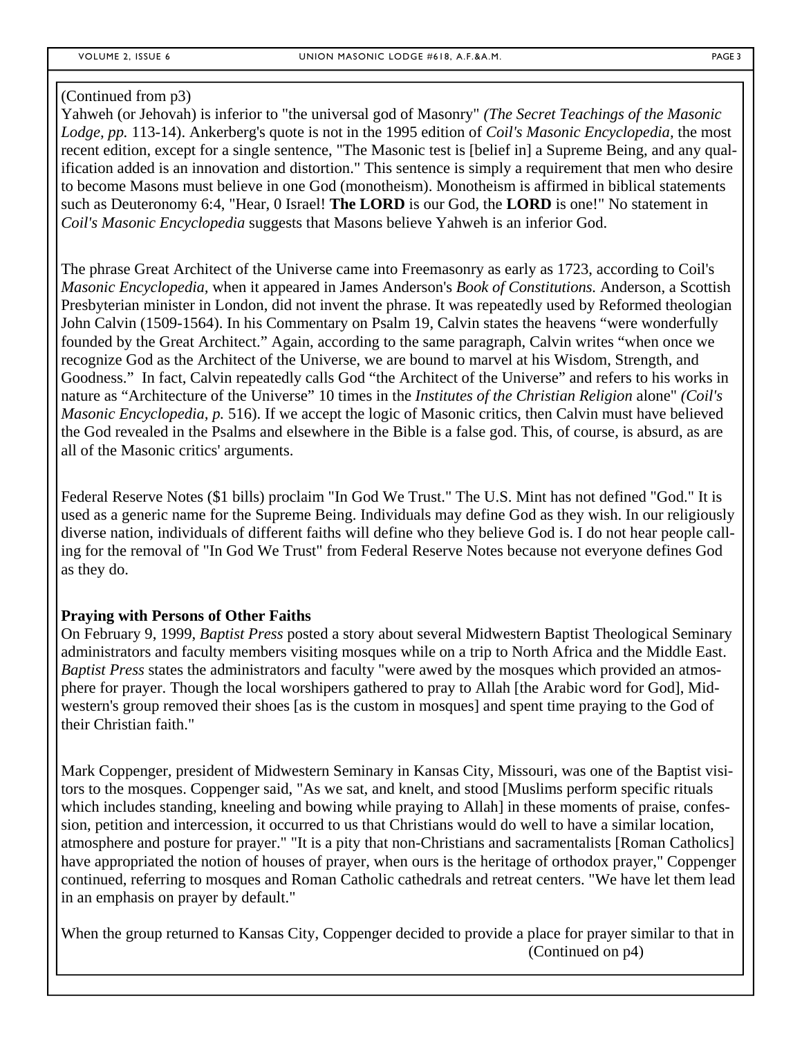(Continued from p3)

Yahweh (or Jehovah) is inferior to "the universal god of Masonry" *(The Secret Teachings of the Masonic Lodge, pp.* 113-14). Ankerberg's quote is not in the 1995 edition of *Coil's Masonic Encyclopedia,* the most recent edition, except for a single sentence, "The Masonic test is [belief in] a Supreme Being, and any qualification added is an innovation and distortion." This sentence is simply a requirement that men who desire to become Masons must believe in one God (monotheism). Monotheism is affirmed in biblical statements such as Deuteronomy 6:4, "Hear, 0 Israel! **The LORD** is our God, the **LORD** is one!" No statement in *Coil's Masonic Encyclopedia* suggests that Masons believe Yahweh is an inferior God.

The phrase Great Architect of the Universe came into Freemasonry as early as 1723, according to Coil's *Masonic Encyclopedia,* when it appeared in James Anderson's *Book of Constitutions.* Anderson, a Scottish Presbyterian minister in London, did not invent the phrase. It was repeatedly used by Reformed theologian John Calvin (1509-1564). In his Commentary on Psalm 19, Calvin states the heavens "were wonderfully founded by the Great Architect." Again, according to the same paragraph, Calvin writes "when once we recognize God as the Architect of the Universe, we are bound to marvel at his Wisdom, Strength, and Goodness." In fact, Calvin repeatedly calls God "the Architect of the Universe" and refers to his works in nature as "Architecture of the Universe" 10 times in the *Institutes of the Christian Religion* alone" *(Coil's Masonic Encyclopedia, p.* 516). If we accept the logic of Masonic critics, then Calvin must have believed the God revealed in the Psalms and elsewhere in the Bible is a false god. This, of course, is absurd, as are all of the Masonic critics' arguments.

Federal Reserve Notes ($1 bills) proclaim "In God We Trust." The U.S. Mint has not defined "God." It is used as a generic name for the Supreme Being. Individuals may define God as they wish. In our religiously diverse nation, individuals of different faiths will define who they believe God is. I do not hear people calling for the removal of "In God We Trust" from Federal Reserve Notes because not everyone defines God as they do.

**Praying with Persons of Other Faiths**

On February 9, 1999, *Baptist Press* posted a story about several Midwestern Baptist Theological Seminary administrators and faculty members visiting mosques while on a trip to North Africa and the Middle East. *Baptist Press* states the administrators and faculty "were awed by the mosques which provided an atmosphere for prayer. Though the local worshipers gathered to pray to Allah [the Arabic word for God], Midwestern's group removed their shoes [as is the custom in mosques] and spent time praying to the God of their Christian faith."

Mark Coppenger, president of Midwestern Seminary in Kansas City, Missouri, was one of the Baptist visitors to the mosques. Coppenger said, "As we sat, and knelt, and stood [Muslims perform specific rituals which includes standing, kneeling and bowing while praying to Allah] in these moments of praise, confession, petition and intercession, it occurred to us that Christians would do well to have a similar location, atmosphere and posture for prayer." "It is a pity that non-Christians and sacramentalists [Roman Catholics] have appropriated the notion of houses of prayer, when ours is the heritage of orthodox prayer," Coppenger continued, referring to mosques and Roman Catholic cathedrals and retreat centers. "We have let them lead in an emphasis on prayer by default."

When the group returned to Kansas City, Coppenger decided to provide a place for prayer similar to that in

(Continued on p4)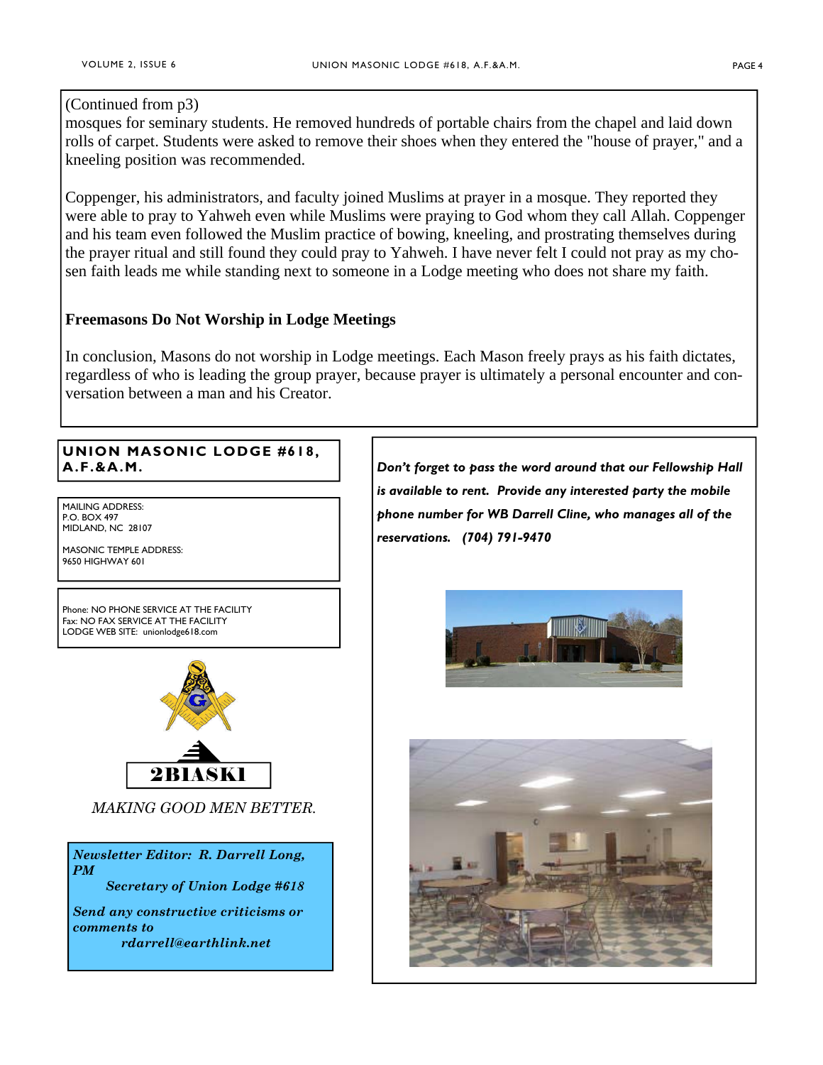(Continued from p3)
mosques for seminary students. He removed hundreds of portable chairs from the chapel and laid down rolls of carpet. Students were asked to remove their shoes when they entered the "house of prayer," and a kneeling position was recommended.

Coppenger, his administrators, and faculty joined Muslims at prayer in a mosque. They reported they were able to pray to Yahweh even while Muslims were praying to God whom they call Allah. Coppenger and his team even followed the Muslim practice of bowing, kneeling, and prostrating themselves during the prayer ritual and still found they could pray to Yahweh. I have never felt I could not pray as my chosen faith leads me while standing next to someone in a Lodge meeting who does not share my faith.

**Freemasons Do Not Worship in Lodge Meetings**

In conclusion, Masons do not worship in Lodge meetings. Each Mason freely prays as his faith dictates, regardless of who is leading the group prayer, because prayer is ultimately a personal encounter and conversation between a man and his Creator.

**UNION MASONIC LODGE #618, A.F.&A.M.**

MAILING ADDRESS:
P.O. BOX 497
MIDLAND, NC 28107

MASONIC TEMPLE ADDRESS:
9650 HIGHWAY 601

Phone: NO PHONE SERVICE AT THE FACILITY
Fax: NO FAX SERVICE AT THE FACILITY
LODGE WEB SITE: unionlodge618.com

2B1ASK1

*MAKING GOOD MEN BETTER.*

***Newsletter Editor: R. Darrell Long, PM***
***Secretary of Union Lodge #618***

***Send any constructive criticisms or comments to***
***rdarrell@earthlink.net***

***Don't forget to pass the word around that our Fellowship Hall is available to rent. Provide any interested party the mobile phone number for WB Darrell Cline, who manages all of the reservations. (704) 791-9470***